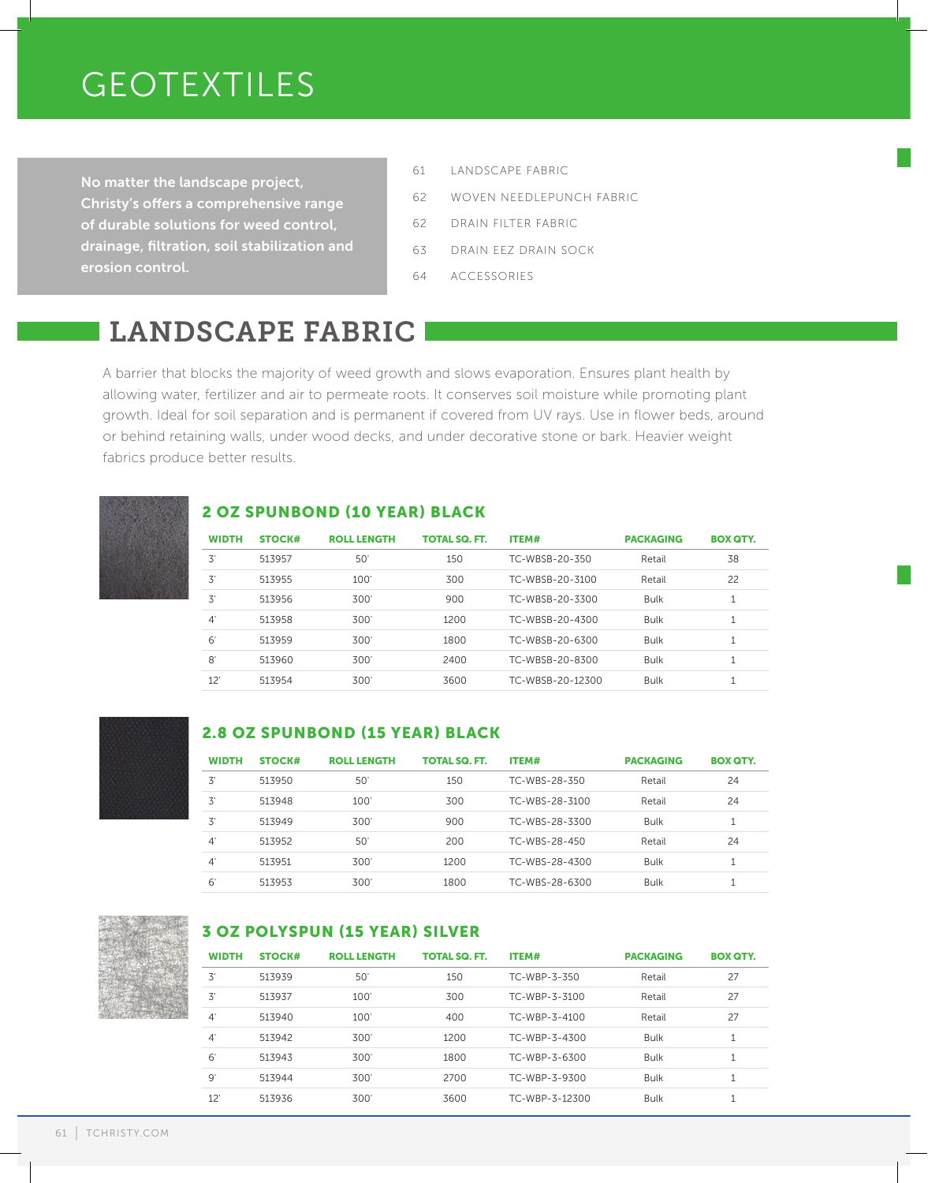# GEOTEXTILES

**No matter the landscape project, Christy's offers a comprehensive range of durable solutions for weed control, drainage, filtration, soil stabilization and erosion control.**

- 61 LANDSCAPE FABRIC
- 62 WOVEN NEEDLEPUNCH FABRIC
- 62 DRAIN FILTER FABRIC
- 63 DRAIN EEZ DRAIN SOCK
- 64 ACCESSORIES

## LANDSCAPE FABRIC

A barrier that blocks the majority of weed growth and slows evaporation. Ensures plant health by allowing water, fertilizer and air to permeate roots. It conserves soil moisture while promoting plant growth. Ideal for soil separation and is permanent if covered from UV rays. Use in flower beds, around or behind retaining walls, under wood decks, and under decorative stone or bark. Heavier weight fabrics produce better results.

### 2 OZ SPUNBOND (10 YEAR) BLACK

| WIDTH | STOCK# | ROLL LENGTH | TOTAL SQ. FT. | ITEM# | PACKAGING | BOX QTY. |
|---|---|---|---|---|---|---|
| 3' | 513957 | 50' | 150 | TC-WBSB-20-350 | Retail | 38 |
| 3' | 513955 | 100' | 300 | TC-WBSB-20-3100 | Retail | 22 |
| 3' | 513956 | 300' | 900 | TC-WBSB-20-3300 | Bulk | 1 |
| 4' | 513958 | 300' | 1200 | TC-WBSB-20-4300 | Bulk | 1 |
| 6' | 513959 | 300' | 1800 | TC-WBSB-20-6300 | Bulk | 1 |
| 8' | 513960 | 300' | 2400 | TC-WBSB-20-8300 | Bulk | 1 |
| 12' | 513954 | 300' | 3600 | TC-WBSB-20-12300 | Bulk | 1 |

### 2.8 OZ SPUNBOND (15 YEAR) BLACK

| WIDTH | STOCK# | ROLL LENGTH | TOTAL SQ. FT. | ITEM# | PACKAGING | BOX QTY. |
|---|---|---|---|---|---|---|
| 3' | 513950 | 50' | 150 | TC-WBS-28-350 | Retail | 24 |
| 3' | 513948 | 100' | 300 | TC-WBS-28-3100 | Retail | 24 |
| 3' | 513949 | 300' | 900 | TC-WBS-28-3300 | Bulk | 1 |
| 4' | 513952 | 50' | 200 | TC-WBS-28-450 | Retail | 24 |
| 4' | 513951 | 300' | 1200 | TC-WBS-28-4300 | Bulk | 1 |
| 6' | 513953 | 300' | 1800 | TC-WBS-28-6300 | Bulk | 1 |

### 3 OZ POLYSPUN (15 YEAR) SILVER

| WIDTH | STOCK# | ROLL LENGTH | TOTAL SQ. FT. | ITEM# | PACKAGING | BOX QTY. |
|---|---|---|---|---|---|---|
| 3' | 513939 | 50' | 150 | TC-WBP-3-350 | Retail | 27 |
| 3' | 513937 | 100' | 300 | TC-WBP-3-3100 | Retail | 27 |
| 4' | 513940 | 100' | 400 | TC-WBP-3-4100 | Retail | 27 |
| 4' | 513942 | 300' | 1200 | TC-WBP-3-4300 | Bulk | 1 |
| 6' | 513943 | 300' | 1800 | TC-WBP-3-6300 | Bulk | 1 |
| 9' | 513944 | 300' | 2700 | TC-WBP-3-9300 | Bulk | 1 |
| 12' | 513936 | 300' | 3600 | TC-WBP-3-12300 | Bulk | 1 |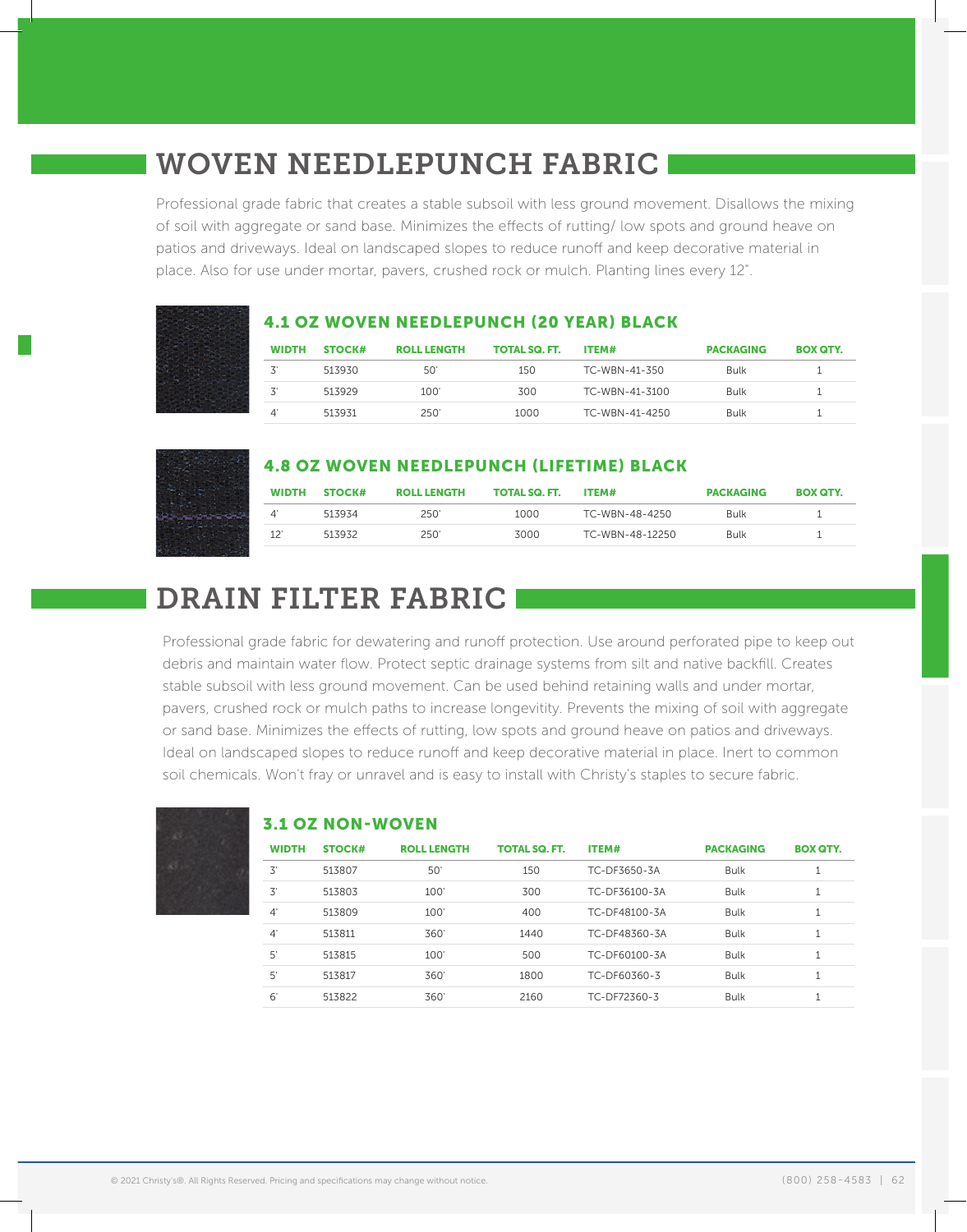# WOVEN NEEDLEPUNCH FABRIC

Professional grade fabric that creates a stable subsoil with less ground movement. Disallows the mixing of soil with aggregate or sand base. Minimizes the effects of rutting/ low spots and ground heave on patios and driveways. Ideal on landscaped slopes to reduce runoff and keep decorative material in place. Also for use under mortar, pavers, crushed rock or mulch. Planting lines every 12".

### 4.1 OZ WOVEN NEEDLEPUNCH (20 YEAR) BLACK

| WIDTH | STOCK# | ROLL LENGTH | TOTAL SQ. FT. | ITEM# | PACKAGING | BOX QTY. |
|---|---|---|---|---|---|---|
| 3' | 513930 | 50' | 150 | TC-WBN-41-350 | Bulk | 1 |
| 3' | 513929 | 100' | 300 | TC-WBN-41-3100 | Bulk | 1 |
| 4' | 513931 | 250' | 1000 | TC-WBN-41-4250 | Bulk | 1 |

### 4.8 OZ WOVEN NEEDLEPUNCH (LIFETIME) BLACK

| WIDTH | STOCK# | ROLL LENGTH | TOTAL SQ. FT. | ITEM# | PACKAGING | BOX QTY. |
|---|---|---|---|---|---|---|
| 4' | 513934 | 250' | 1000 | TC-WBN-48-4250 | Bulk | 1 |
| 12' | 513932 | 250' | 3000 | TC-WBN-48-12250 | Bulk | 1 |

# DRAIN FILTER FABRIC

Professional grade fabric for dewatering and runoff protection. Use around perforated pipe to keep out debris and maintain water flow. Protect septic drainage systems from silt and native backfill. Creates stable subsoil with less ground movement. Can be used behind retaining walls and under mortar, pavers, crushed rock or mulch paths to increase longevitity. Prevents the mixing of soil with aggregate or sand base. Minimizes the effects of rutting, low spots and ground heave on patios and driveways. Ideal on landscaped slopes to reduce runoff and keep decorative material in place. Inert to common soil chemicals. Won't fray or unravel and is easy to install with Christy's staples to secure fabric.

### 3.1 OZ NON-WOVEN

| WIDTH | STOCK# | ROLL LENGTH | TOTAL SQ. FT. | ITEM# | PACKAGING | BOX QTY. |
|---|---|---|---|---|---|---|
| 3' | 513807 | 50' | 150 | TC-DF3650-3A | Bulk | 1 |
| 3' | 513803 | 100' | 300 | TC-DF36100-3A | Bulk | 1 |
| 4' | 513809 | 100' | 400 | TC-DF48100-3A | Bulk | 1 |
| 4' | 513811 | 360' | 1440 | TC-DF48360-3A | Bulk | 1 |
| 5' | 513815 | 100' | 500 | TC-DF60100-3A | Bulk | 1 |
| 5' | 513817 | 360' | 1800 | TC-DF60360-3 | Bulk | 1 |
| 6' | 513822 | 360' | 2160 | TC-DF72360-3 | Bulk | 1 |

© 2021 Christy's®. All Rights Reserved. Pricing and specifications may change without notice.

(800) 258-4583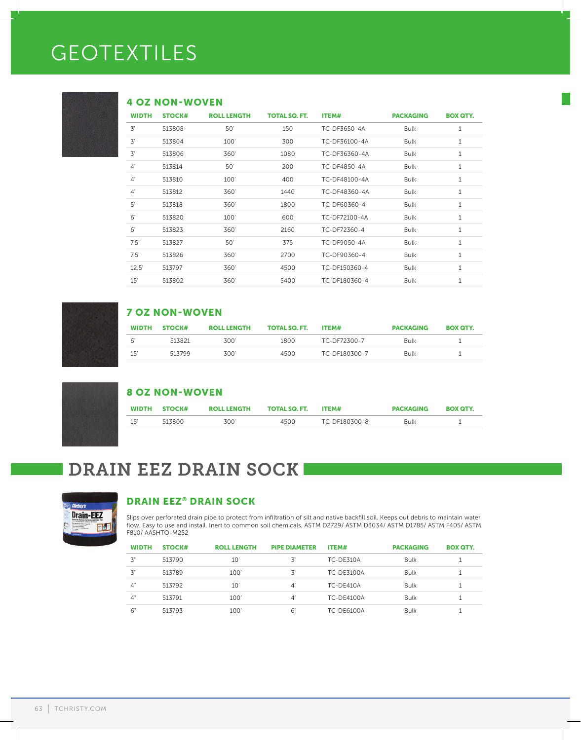# GEOTEXTILES

## 4 OZ NON-WOVEN

| WIDTH | STOCK# | ROLL LENGTH | TOTAL SQ. FT. | ITEM# | PACKAGING | BOX QTY. |
|---|---|---|---|---|---|---|
| 3' | 513808 | 50' | 150 | TC-DF3650-4A | Bulk | 1 |
| 3' | 513804 | 100' | 300 | TC-DF36100-4A | Bulk | 1 |
| 3' | 513806 | 360' | 1080 | TC-DF36360-4A | Bulk | 1 |
| 4' | 513814 | 50' | 200 | TC-DF4850-4A | Bulk | 1 |
| 4' | 513810 | 100' | 400 | TC-DF48100-4A | Bulk | 1 |
| 4' | 513812 | 360' | 1440 | TC-DF48360-4A | Bulk | 1 |
| 5' | 513818 | 360' | 1800 | TC-DF60360-4 | Bulk | 1 |
| 6' | 513820 | 100' | 600 | TC-DF72100-4A | Bulk | 1 |
| 6' | 513823 | 360' | 2160 | TC-DF72360-4 | Bulk | 1 |
| 7.5' | 513827 | 50' | 375 | TC-DF9050-4A | Bulk | 1 |
| 7.5' | 513826 | 360' | 2700 | TC-DF90360-4 | Bulk | 1 |
| 12.5' | 513797 | 360' | 4500 | TC-DF150360-4 | Bulk | 1 |
| 15' | 513802 | 360' | 5400 | TC-DF180360-4 | Bulk | 1 |

## 7 OZ NON-WOVEN

| WIDTH | STOCK# | ROLL LENGTH | TOTAL SQ. FT. | ITEM# | PACKAGING | BOX QTY. |
|---|---|---|---|---|---|---|
| 6' | 513821 | 300' | 1800 | TC-DF72300-7 | Bulk | 1 |
| 15' | 513799 | 300' | 4500 | TC-DF180300-7 | Bulk | 1 |

## 8 OZ NON-WOVEN

| WIDTH | STOCK# | ROLL LENGTH | TOTAL SQ. FT. | ITEM# | PACKAGING | BOX QTY. |
|---|---|---|---|---|---|---|
| 15' | 513800 | 300' | 4500 | TC-DF180300-8 | Bulk | 1 |

# DRAIN EEZ DRAIN SOCK

## DRAIN EEZ® DRAIN SOCK

Slips over perforated drain pipe to protect from infiltration of silt and native backfill soil. Keeps out debris to maintain water flow. Easy to use and install. Inert to common soil chemicals. ASTM D2729/ ASTM D3034/ ASTM D1785/ ASTM F405/ ASTM F810/ AASHTO-M252

| WIDTH | STOCK# | ROLL LENGTH | PIPE DIAMETER | ITEM# | PACKAGING | BOX QTY. |
|---|---|---|---|---|---|---|
| 3" | 513790 | 10' | 3" | TC-DE310A | Bulk | 1 |
| 3" | 513789 | 100' | 3" | TC-DE3100A | Bulk | 1 |
| 4" | 513792 | 10' | 4" | TC-DE410A | Bulk | 1 |
| 4" | 513791 | 100' | 4" | TC-DE4100A | Bulk | 1 |
| 6" | 513793 | 100' | 6" | TC-DE6100A | Bulk | 1 |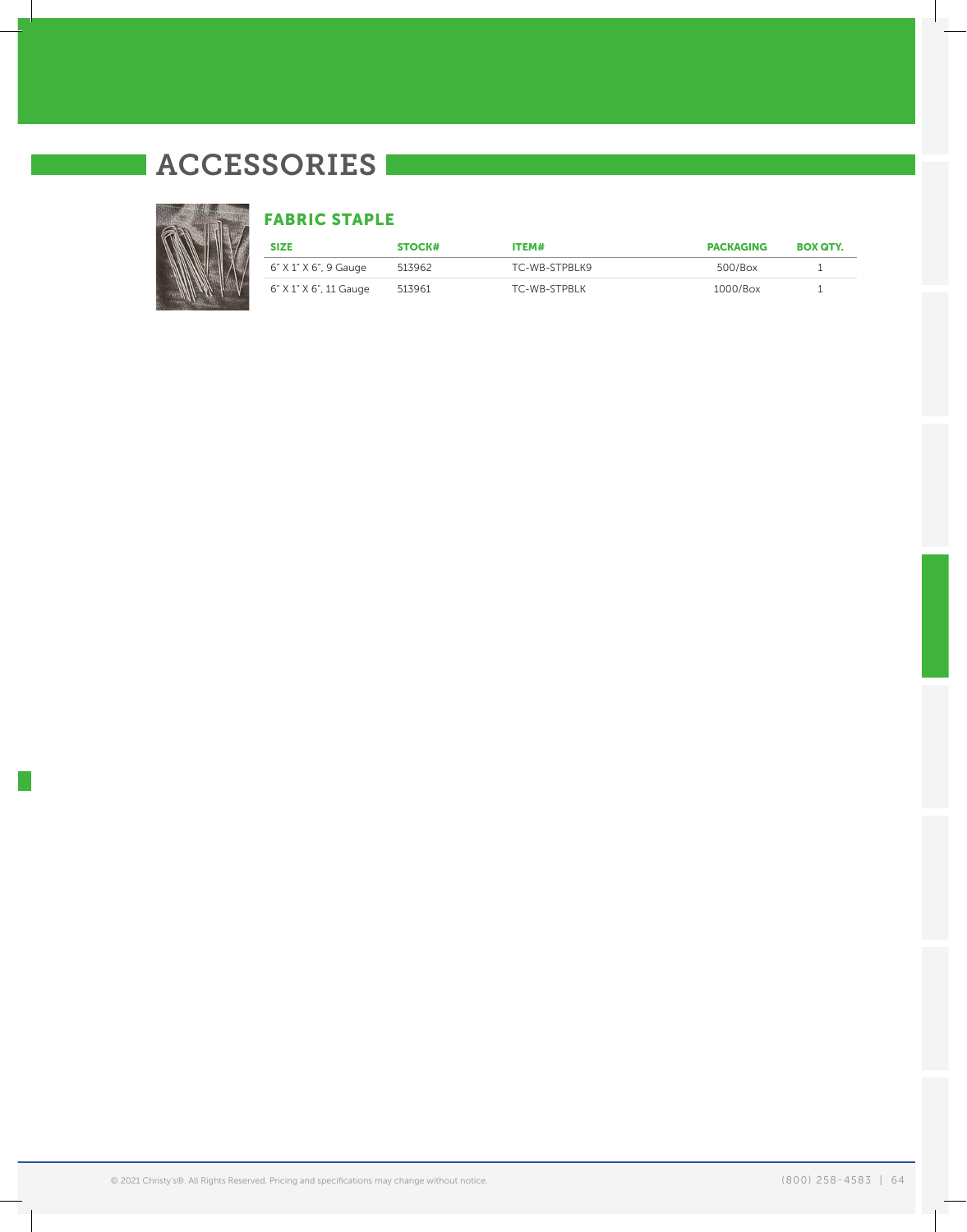# ACCESSORIES

## FABRIC STAPLE

| SIZE | STOCK# | ITEM# | PACKAGING | BOX QTY. |
|---|---|---|---|---|
| 6" X 1" X 6", 9 Gauge | 513962 | TC-WB-STPBLK9 | 500/Box | 1 |
| 6" X 1" X 6", 11 Gauge | 513961 | TC-WB-STPBLK | 1000/Box | 1 |

© 2021 Christy's®. All Rights Reserved. Pricing and specifications may change without notice.

(800) 258-4583